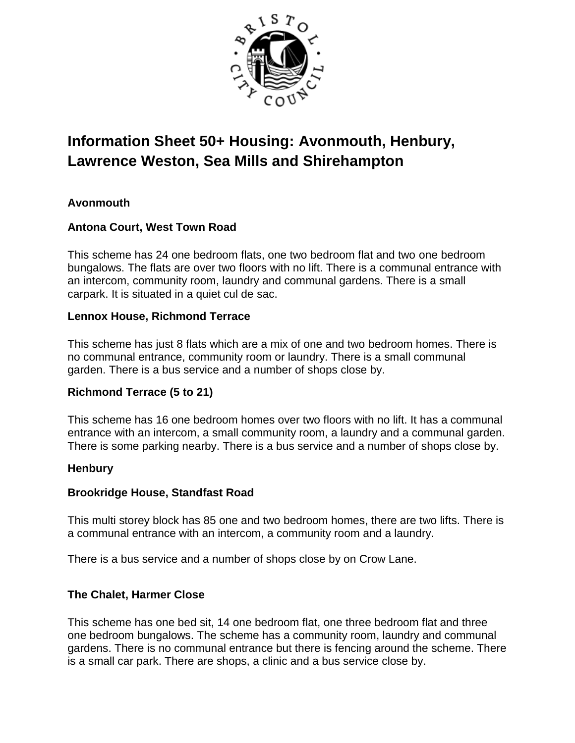# Information Sheet 50+ Housing: Avonmouth, Henbury, Lawrence Weston, Sea Mills and Shirehampton

## Avonmouth

### Antona Court, West Town Road

This scheme has 24 one bedroom flats, one two bedroom flat and two one bedroom bungalows. The flats are over two floors with no lift. There is a communal entrance with an intercom, community room, laundry and communal gardens. There is a small carpark. It is situated in a quiet cul de sac.

### Lennox House, Richmond Terrace

This scheme has just 8 flats which are a mix of one and two bedroom homes. There is no communal entrance, community room or laundry. There is a small communal garden. There is a bus service and a number of shops close by.

### Richmond Terrace (5 to 21)

This scheme has 16 one bedroom homes over two floors with no lift. It has a communal entrance with an intercom, a small community room, a laundry and a communal garden. There is some parking nearby. There is a bus service and a number of shops close by.

## Henbury

### Brookridge House, Standfast Road

This multi storey block has 85 one and two bedroom homes, there are two lifts. There is a communal entrance with an intercom, a community room and a laundry.

There is a bus service and a number of shops close by on Crow Lane.

### The Chalet, Harmer Close

This scheme has one bed sit, 14 one bedroom flat, one three bedroom flat and three one bedroom bungalows. The scheme has a community room, laundry and communal gardens. There is no communal entrance but there is fencing around the scheme. There is a small car park. There are shops, a clinic and a bus service close by.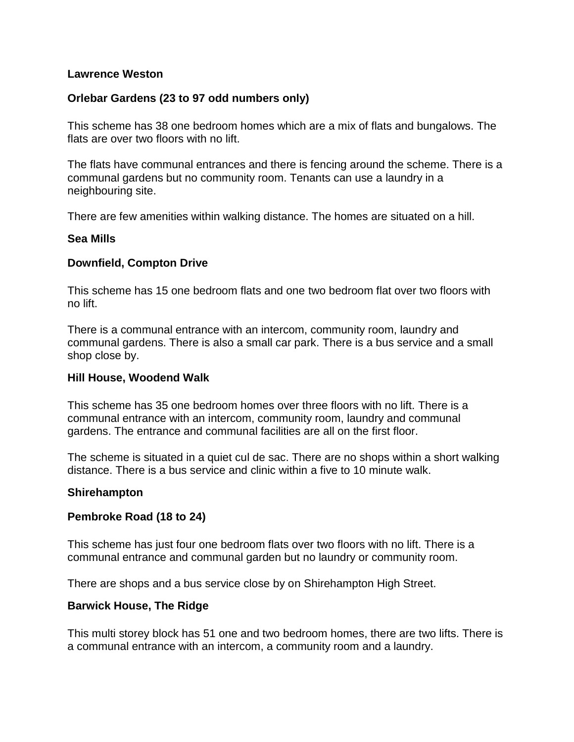**Lawrence Weston**

**Orlebar Gardens (23 to 97 odd numbers only)**

This scheme has 38 one bedroom homes which are a mix of flats and bungalows. The flats are over two floors with no lift.

The flats have communal entrances and there is fencing around the scheme. There is a communal gardens but no community room. Tenants can use a laundry in a neighbouring site.

There are few amenities within walking distance. The homes are situated on a hill.

**Sea Mills**

**Downfield, Compton Drive**

This scheme has 15 one bedroom flats and one two bedroom flat over two floors with no lift.

There is a communal entrance with an intercom, community room, laundry and communal gardens. There is also a small car park. There is a bus service and a small shop close by.

**Hill House, Woodend Walk**

This scheme has 35 one bedroom homes over three floors with no lift. There is a communal entrance with an intercom, community room, laundry and communal gardens. The entrance and communal facilities are all on the first floor.

The scheme is situated in a quiet cul de sac. There are no shops within a short walking distance. There is a bus service and clinic within a five to 10 minute walk.

**Shirehampton**

**Pembroke Road (18 to 24)**

This scheme has just four one bedroom flats over two floors with no lift. There is a communal entrance and communal garden but no laundry or community room.

There are shops and a bus service close by on Shirehampton High Street.

**Barwick House, The Ridge**

This multi storey block has 51 one and two bedroom homes, there are two lifts. There is a communal entrance with an intercom, a community room and a laundry.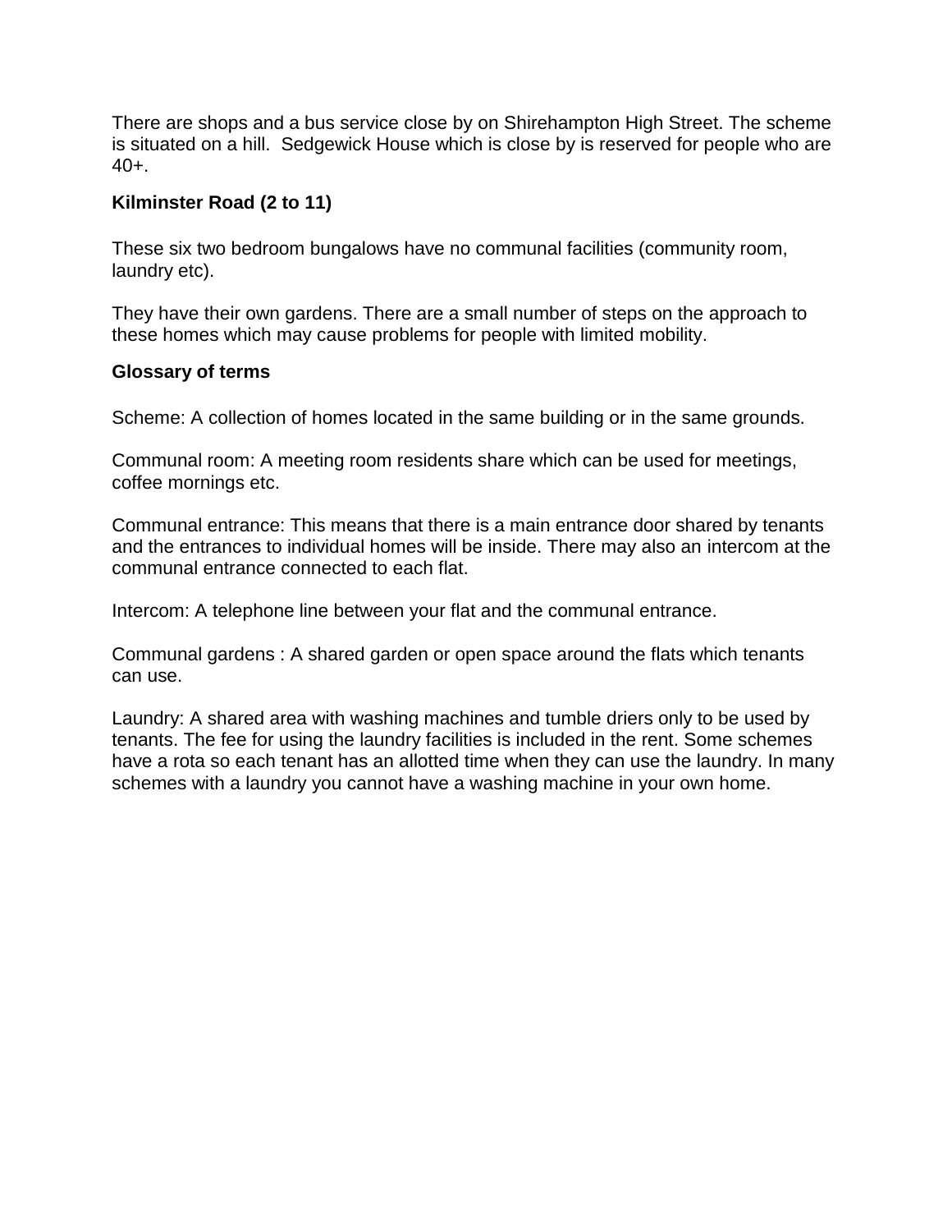There are shops and a bus service close by on Shirehampton High Street. The scheme is situated on a hill. Sedgewick House which is close by is reserved for people who are 40+.

**Kilminster Road (2 to 11)**

These six two bedroom bungalows have no communal facilities (community room, laundry etc).

They have their own gardens. There are a small number of steps on the approach to these homes which may cause problems for people with limited mobility.

**Glossary of terms**

Scheme: A collection of homes located in the same building or in the same grounds.

Communal room: A meeting room residents share which can be used for meetings, coffee mornings etc.

Communal entrance: This means that there is a main entrance door shared by tenants and the entrances to individual homes will be inside. There may also an intercom at the communal entrance connected to each flat.

Intercom: A telephone line between your flat and the communal entrance.

Communal gardens : A shared garden or open space around the flats which tenants can use.

Laundry: A shared area with washing machines and tumble driers only to be used by tenants. The fee for using the laundry facilities is included in the rent. Some schemes have a rota so each tenant has an allotted time when they can use the laundry. In many schemes with a laundry you cannot have a washing machine in your own home.